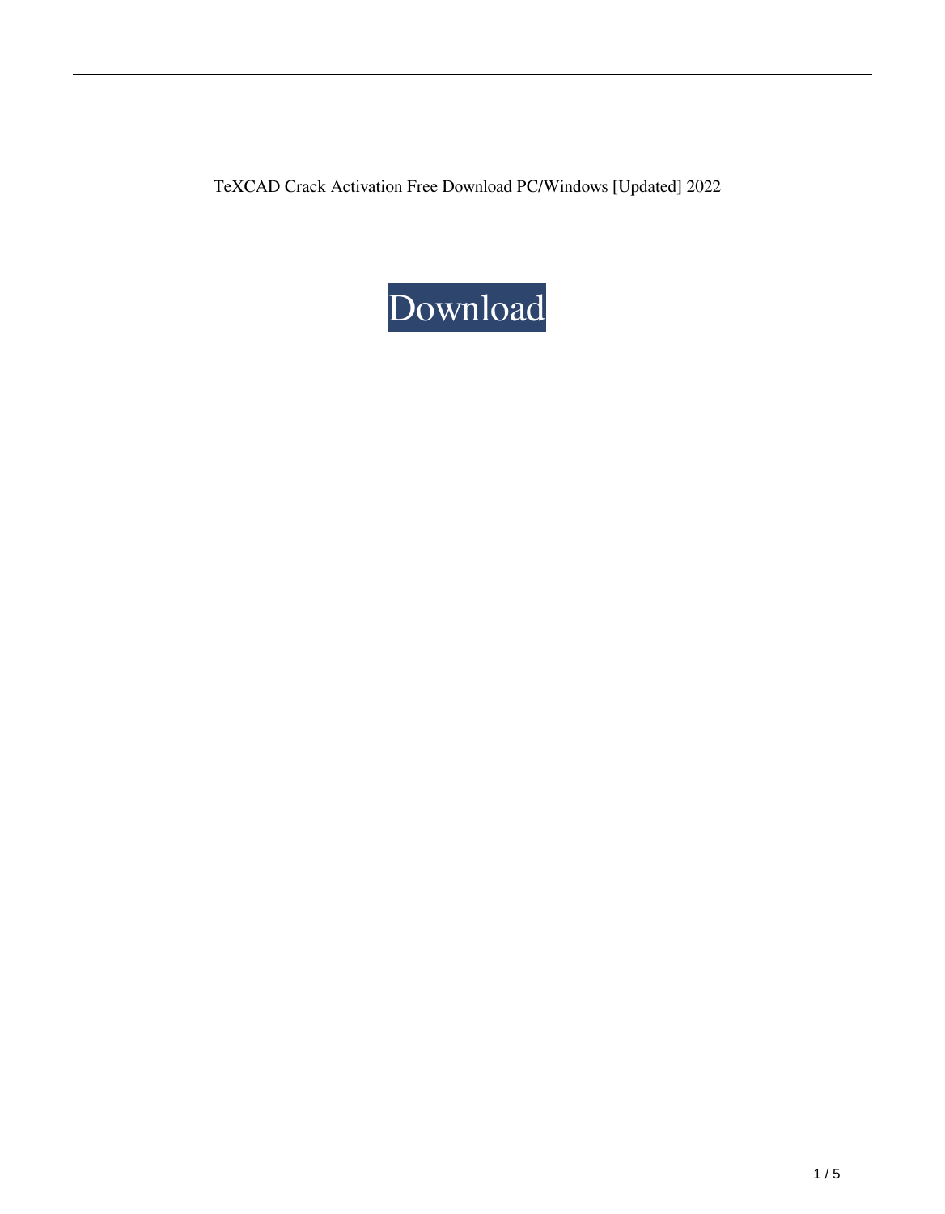TeXCAD Crack Activation Free Download PC/Windows [Updated] 2022

Download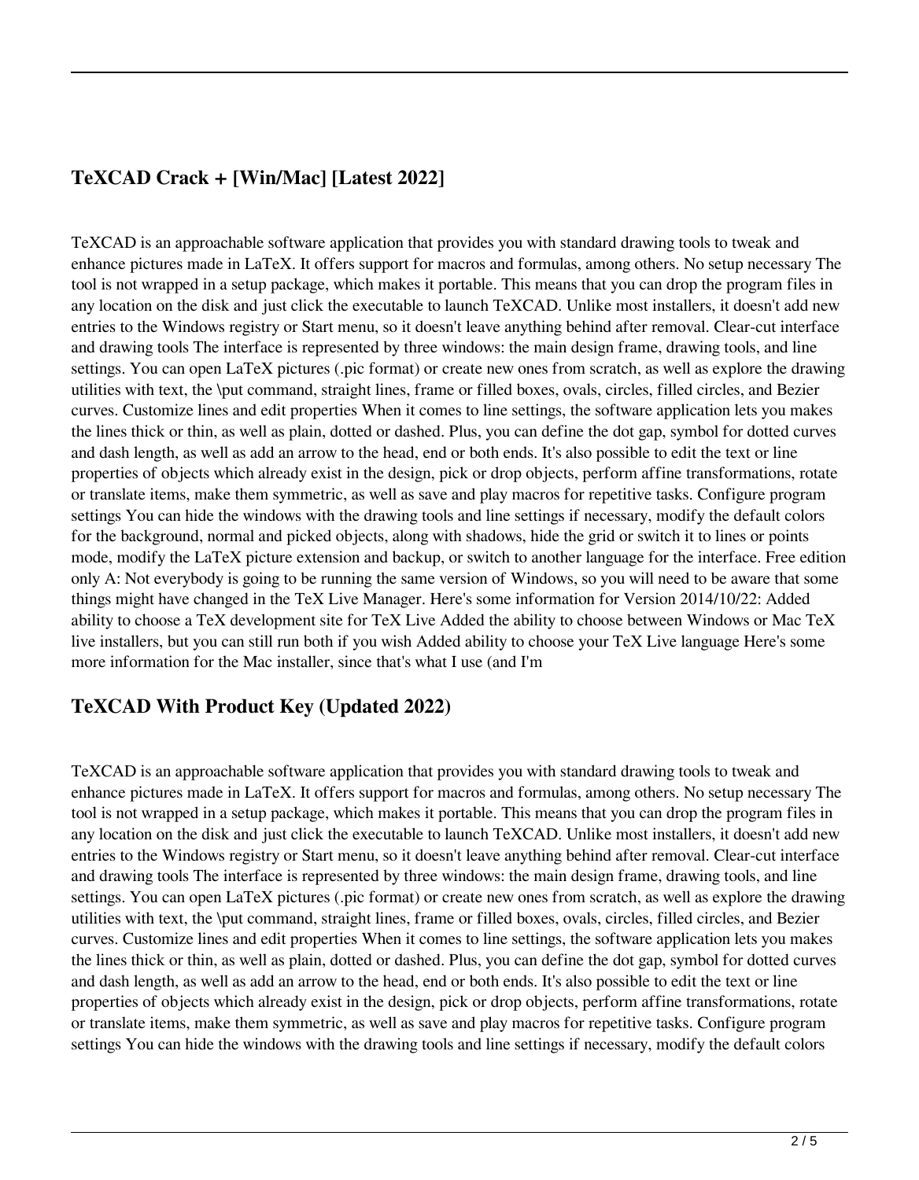## TeXCAD Crack + [Win/Mac] [Latest 2022]

TeXCAD is an approachable software application that provides you with standard drawing tools to tweak and enhance pictures made in LaTeX. It offers support for macros and formulas, among others. No setup necessary The tool is not wrapped in a setup package, which makes it portable. This means that you can drop the program files in any location on the disk and just click the executable to launch TeXCAD. Unlike most installers, it doesn't add new entries to the Windows registry or Start menu, so it doesn't leave anything behind after removal. Clear-cut interface and drawing tools The interface is represented by three windows: the main design frame, drawing tools, and line settings. You can open LaTeX pictures (.pic format) or create new ones from scratch, as well as explore the drawing utilities with text, the \put command, straight lines, frame or filled boxes, ovals, circles, filled circles, and Bezier curves. Customize lines and edit properties When it comes to line settings, the software application lets you makes the lines thick or thin, as well as plain, dotted or dashed. Plus, you can define the dot gap, symbol for dotted curves and dash length, as well as add an arrow to the head, end or both ends. It's also possible to edit the text or line properties of objects which already exist in the design, pick or drop objects, perform affine transformations, rotate or translate items, make them symmetric, as well as save and play macros for repetitive tasks. Configure program settings You can hide the windows with the drawing tools and line settings if necessary, modify the default colors for the background, normal and picked objects, along with shadows, hide the grid or switch it to lines or points mode, modify the LaTeX picture extension and backup, or switch to another language for the interface. Free edition only A: Not everybody is going to be running the same version of Windows, so you will need to be aware that some things might have changed in the TeX Live Manager. Here's some information for Version 2014/10/22: Added ability to choose a TeX development site for TeX Live Added the ability to choose between Windows or Mac TeX live installers, but you can still run both if you wish Added ability to choose your TeX Live language Here's some more information for the Mac installer, since that's what I use (and I'm

## TeXCAD With Product Key (Updated 2022)

TeXCAD is an approachable software application that provides you with standard drawing tools to tweak and enhance pictures made in LaTeX. It offers support for macros and formulas, among others. No setup necessary The tool is not wrapped in a setup package, which makes it portable. This means that you can drop the program files in any location on the disk and just click the executable to launch TeXCAD. Unlike most installers, it doesn't add new entries to the Windows registry or Start menu, so it doesn't leave anything behind after removal. Clear-cut interface and drawing tools The interface is represented by three windows: the main design frame, drawing tools, and line settings. You can open LaTeX pictures (.pic format) or create new ones from scratch, as well as explore the drawing utilities with text, the \put command, straight lines, frame or filled boxes, ovals, circles, filled circles, and Bezier curves. Customize lines and edit properties When it comes to line settings, the software application lets you makes the lines thick or thin, as well as plain, dotted or dashed. Plus, you can define the dot gap, symbol for dotted curves and dash length, as well as add an arrow to the head, end or both ends. It's also possible to edit the text or line properties of objects which already exist in the design, pick or drop objects, perform affine transformations, rotate or translate items, make them symmetric, as well as save and play macros for repetitive tasks. Configure program settings You can hide the windows with the drawing tools and line settings if necessary, modify the default colors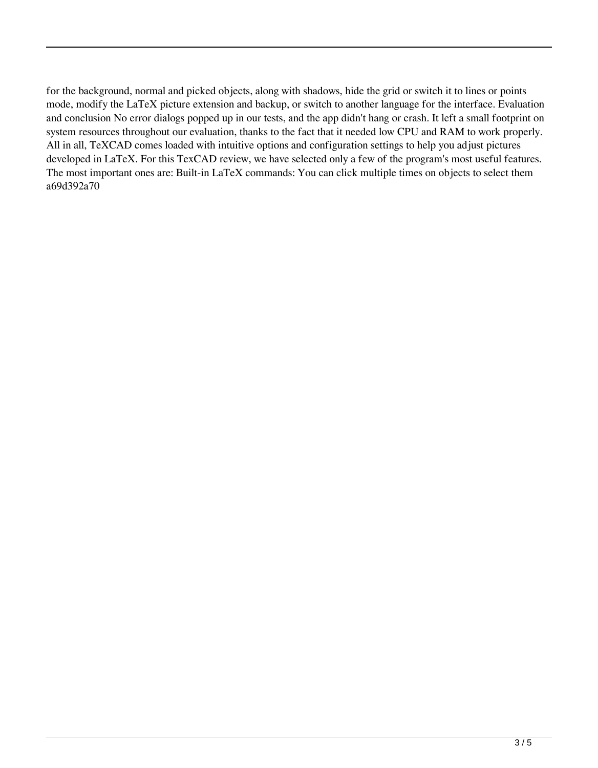for the background, normal and picked objects, along with shadows, hide the grid or switch it to lines or points mode, modify the LaTeX picture extension and backup, or switch to another language for the interface. Evaluation and conclusion No error dialogs popped up in our tests, and the app didn't hang or crash. It left a small footprint on system resources throughout our evaluation, thanks to the fact that it needed low CPU and RAM to work properly. All in all, TeXCAD comes loaded with intuitive options and configuration settings to help you adjust pictures developed in LaTeX. For this TexCAD review, we have selected only a few of the program's most useful features. The most important ones are: Built-in LaTeX commands: You can click multiple times on objects to select them a69d392a70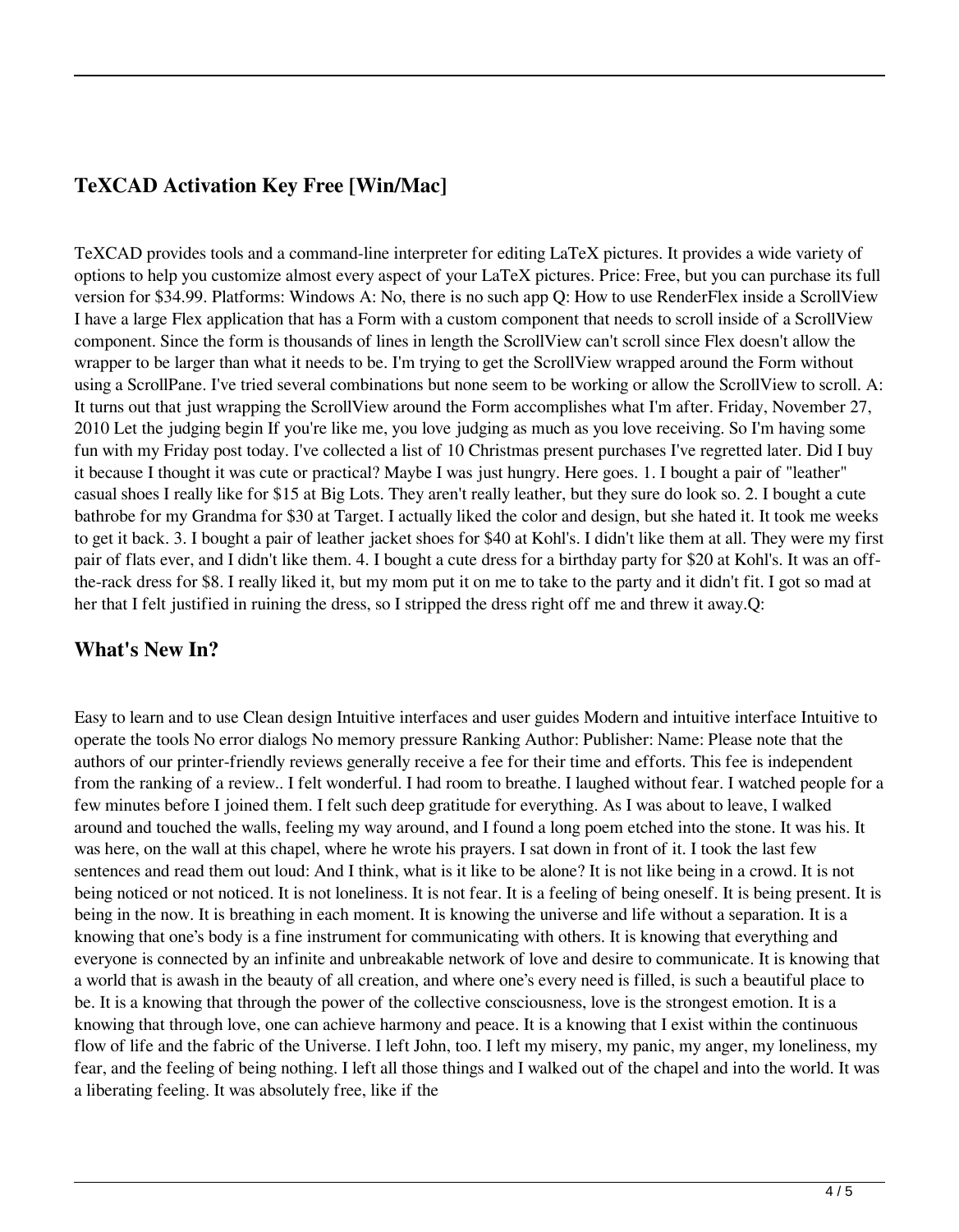## TeXCAD Activation Key Free [Win/Mac]

TeXCAD provides tools and a command-line interpreter for editing LaTeX pictures. It provides a wide variety of options to help you customize almost every aspect of your LaTeX pictures. Price: Free, but you can purchase its full version for $34.99. Platforms: Windows A: No, there is no such app Q: How to use RenderFlex inside a ScrollView I have a large Flex application that has a Form with a custom component that needs to scroll inside of a ScrollView component. Since the form is thousands of lines in length the ScrollView can't scroll since Flex doesn't allow the wrapper to be larger than what it needs to be. I'm trying to get the ScrollView wrapped around the Form without using a ScrollPane. I've tried several combinations but none seem to be working or allow the ScrollView to scroll. A: It turns out that just wrapping the ScrollView around the Form accomplishes what I'm after. Friday, November 27, 2010 Let the judging begin If you're like me, you love judging as much as you love receiving. So I'm having some fun with my Friday post today. I've collected a list of 10 Christmas present purchases I've regretted later. Did I buy it because I thought it was cute or practical? Maybe I was just hungry. Here goes. 1. I bought a pair of "leather" casual shoes I really like for $15 at Big Lots. They aren't really leather, but they sure do look so. 2. I bought a cute bathrobe for my Grandma for $30 at Target. I actually liked the color and design, but she hated it. It took me weeks to get it back. 3. I bought a pair of leather jacket shoes for $40 at Kohl's. I didn't like them at all. They were my first pair of flats ever, and I didn't like them. 4. I bought a cute dress for a birthday party for $20 at Kohl's. It was an off-the-rack dress for $8. I really liked it, but my mom put it on me to take to the party and it didn't fit. I got so mad at her that I felt justified in ruining the dress, so I stripped the dress right off me and threw it away.Q:

## What's New In?

Easy to learn and to use Clean design Intuitive interfaces and user guides Modern and intuitive interface Intuitive to operate the tools No error dialogs No memory pressure Ranking Author: Publisher: Name: Please note that the authors of our printer-friendly reviews generally receive a fee for their time and efforts. This fee is independent from the ranking of a review.. I felt wonderful. I had room to breathe. I laughed without fear. I watched people for a few minutes before I joined them. I felt such deep gratitude for everything. As I was about to leave, I walked around and touched the walls, feeling my way around, and I found a long poem etched into the stone. It was his. It was here, on the wall at this chapel, where he wrote his prayers. I sat down in front of it. I took the last few sentences and read them out loud: And I think, what is it like to be alone? It is not like being in a crowd. It is not being noticed or not noticed. It is not loneliness. It is not fear. It is a feeling of being oneself. It is being present. It is being in the now. It is breathing in each moment. It is knowing the universe and life without a separation. It is a knowing that one's body is a fine instrument for communicating with others. It is knowing that everything and everyone is connected by an infinite and unbreakable network of love and desire to communicate. It is knowing that a world that is awash in the beauty of all creation, and where one's every need is filled, is such a beautiful place to be. It is a knowing that through the power of the collective consciousness, love is the strongest emotion. It is a knowing that through love, one can achieve harmony and peace. It is a knowing that I exist within the continuous flow of life and the fabric of the Universe. I left John, too. I left my misery, my panic, my anger, my loneliness, my fear, and the feeling of being nothing. I left all those things and I walked out of the chapel and into the world. It was a liberating feeling. It was absolutely free, like if the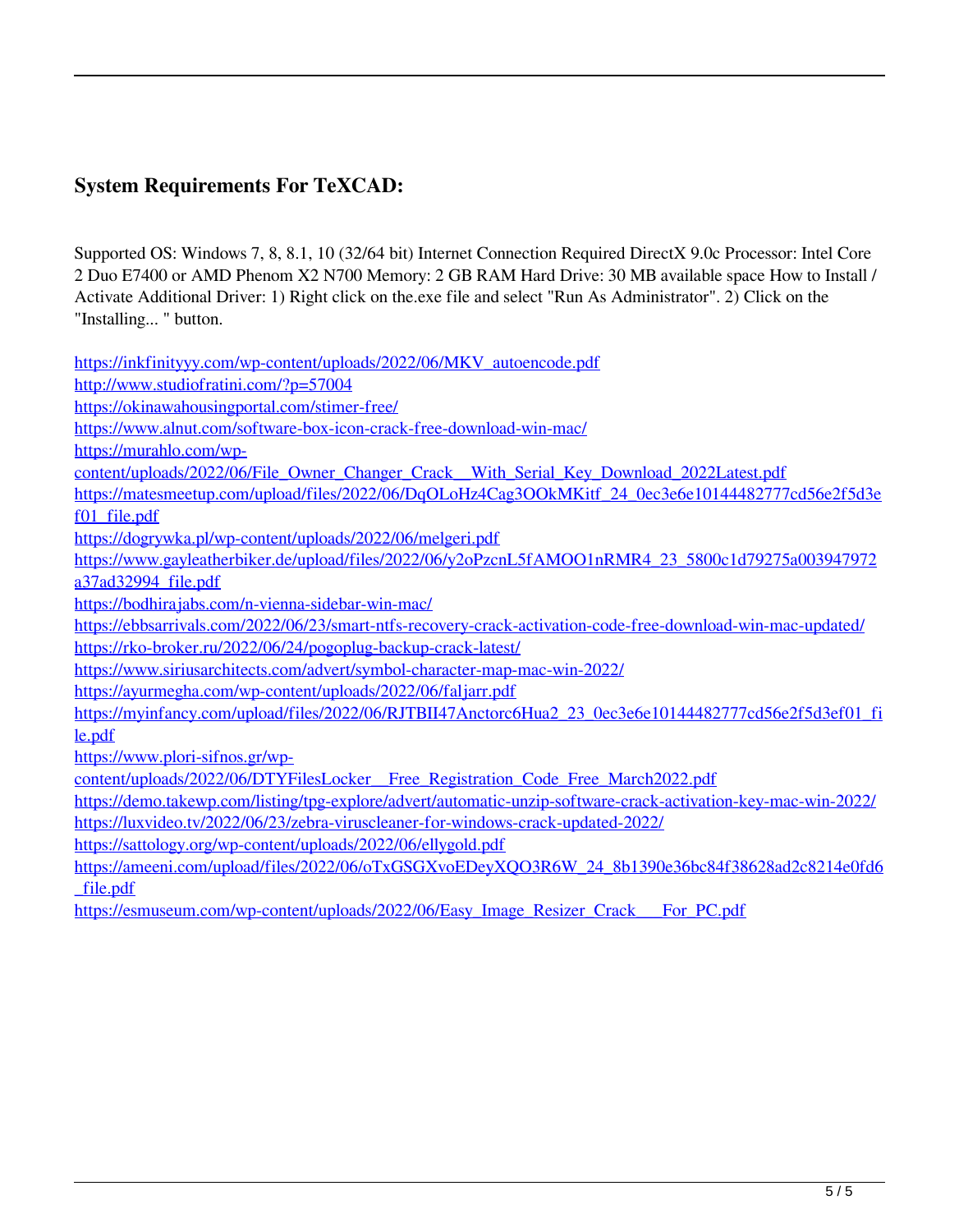## System Requirements For TeXCAD:

Supported OS: Windows 7, 8, 8.1, 10 (32/64 bit) Internet Connection Required DirectX 9.0c Processor: Intel Core 2 Duo E7400 or AMD Phenom X2 N700 Memory: 2 GB RAM Hard Drive: 30 MB available space How to Install / Activate Additional Driver: 1) Right click on the.exe file and select "Run As Administrator". 2) Click on the "Installing... " button.

https://inkfinityyy.com/wp-content/uploads/2022/06/MKV_autoencode.pdf
http://www.studiofratini.com/?p=57004
https://okinawahousingportal.com/stimer-free/
https://www.alnut.com/software-box-icon-crack-free-download-win-mac/
https://murahlo.com/wp-content/uploads/2022/06/File_Owner_Changer_Crack__With_Serial_Key_Download_2022Latest.pdf
https://matesmeetup.com/upload/files/2022/06/DqOLoHz4Cag3OOkMKitf_24_0ec3e6e10144482777cd56e2f5d3ef01_file.pdf
https://dogrywka.pl/wp-content/uploads/2022/06/melgeri.pdf
https://www.gayleatherbiker.de/upload/files/2022/06/y2oPzcnL5fAMOO1nRMR4_23_5800c1d79275a003947972a37ad32994_file.pdf
https://bodhirajabs.com/n-vienna-sidebar-win-mac/
https://ebbsarrivals.com/2022/06/23/smart-ntfs-recovery-crack-activation-code-free-download-win-mac-updated/
https://rko-broker.ru/2022/06/24/pogoplug-backup-crack-latest/
https://www.siriusarchitects.com/advert/symbol-character-map-mac-win-2022/
https://ayurmegha.com/wp-content/uploads/2022/06/faljarr.pdf
https://myinfancy.com/upload/files/2022/06/RJTBII47Anctorc6Hua2_23_0ec3e6e10144482777cd56e2f5d3ef01_file.pdf
https://www.plori-sifnos.gr/wp-content/uploads/2022/06/DTYFilesLocker__Free_Registration_Code_Free_March2022.pdf
https://demo.takewp.com/listing/tpg-explore/advert/automatic-unzip-software-crack-activation-key-mac-win-2022/
https://luxvideo.tv/2022/06/23/zebra-viruscleaner-for-windows-crack-updated-2022/
https://sattology.org/wp-content/uploads/2022/06/ellygold.pdf
https://ameeni.com/upload/files/2022/06/oTxGSGXvoEDeyXQO3R6W_24_8b1390e36bc84f38628ad2c8214e0fd6_file.pdf
https://esmuseum.com/wp-content/uploads/2022/06/Easy_Image_Resizer_Crack___For_PC.pdf